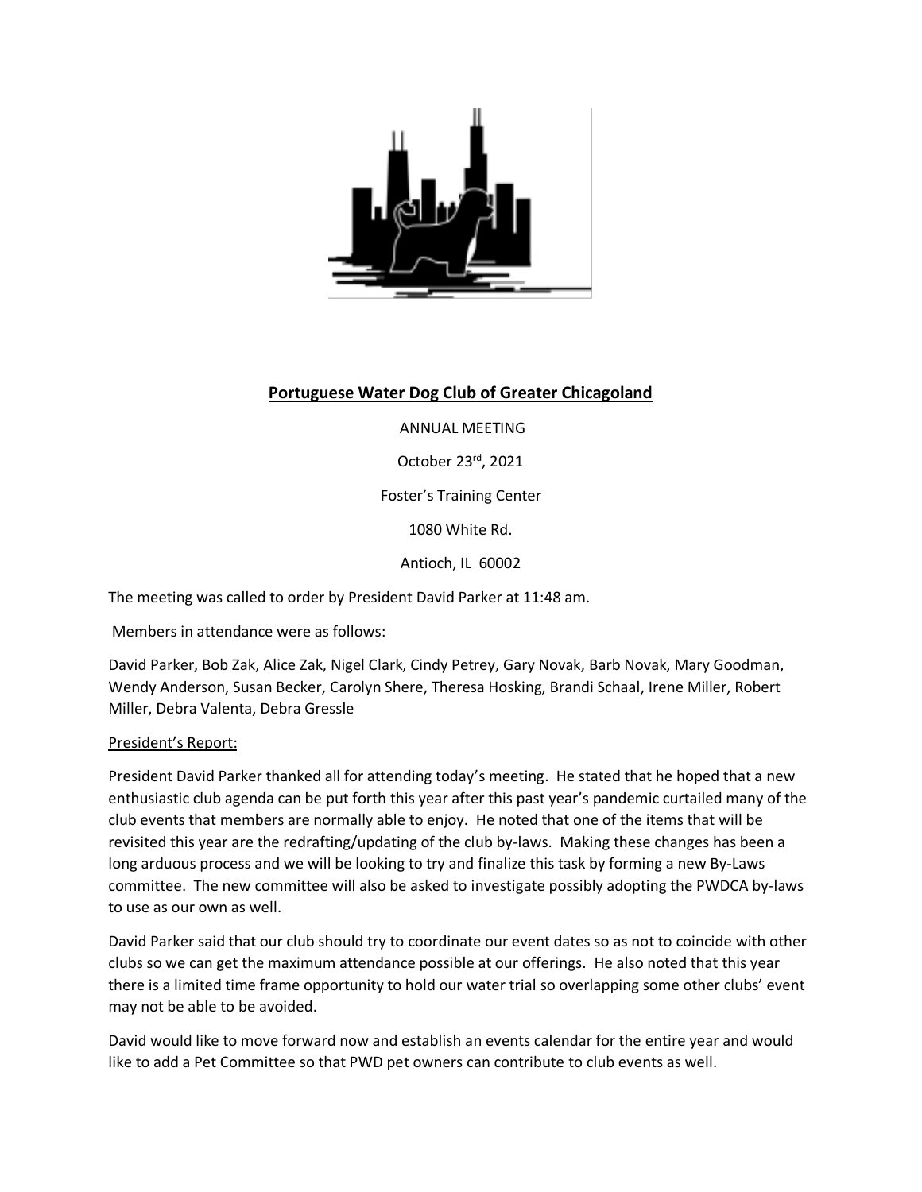## Portuguese Water Dog Club of Greater Chicagoland

ANNUAL MEETING

October 23rd, 2021

Foster's Training Center

1080 White Rd.

Antioch, IL 60002

The meeting was called to order by President David Parker at 11:48 am.

Members in attendance were as follows:

David Parker, Bob Zak, Alice Zak, Nigel Clark, Cindy Petrey, Gary Novak, Barb Novak, Mary Goodman, Wendy Anderson, Susan Becker, Carolyn Shere, Theresa Hosking, Brandi Schaal, Irene Miller, Robert Miller, Debra Valenta, Debra Gressle

President's Report:

President David Parker thanked all for attending today's meeting. He stated that he hoped that a new enthusiastic club agenda can be put forth this year after this past year's pandemic curtailed many of the club events that members are normally able to enjoy. He noted that one of the items that will be revisited this year are the redrafting/updating of the club by-laws. Making these changes has been a long arduous process and we will be looking to try and finalize this task by forming a new By-Laws committee. The new committee will also be asked to investigate possibly adopting the PWDCA by-laws to use as our own as well.

David Parker said that our club should try to coordinate our event dates so as not to coincide with other clubs so we can get the maximum attendance possible at our offerings. He also noted that this year there is a limited time frame opportunity to hold our water trial so overlapping some other clubs' event may not be able to be avoided.

David would like to move forward now and establish an events calendar for the entire year and would like to add a Pet Committee so that PWD pet owners can contribute to club events as well.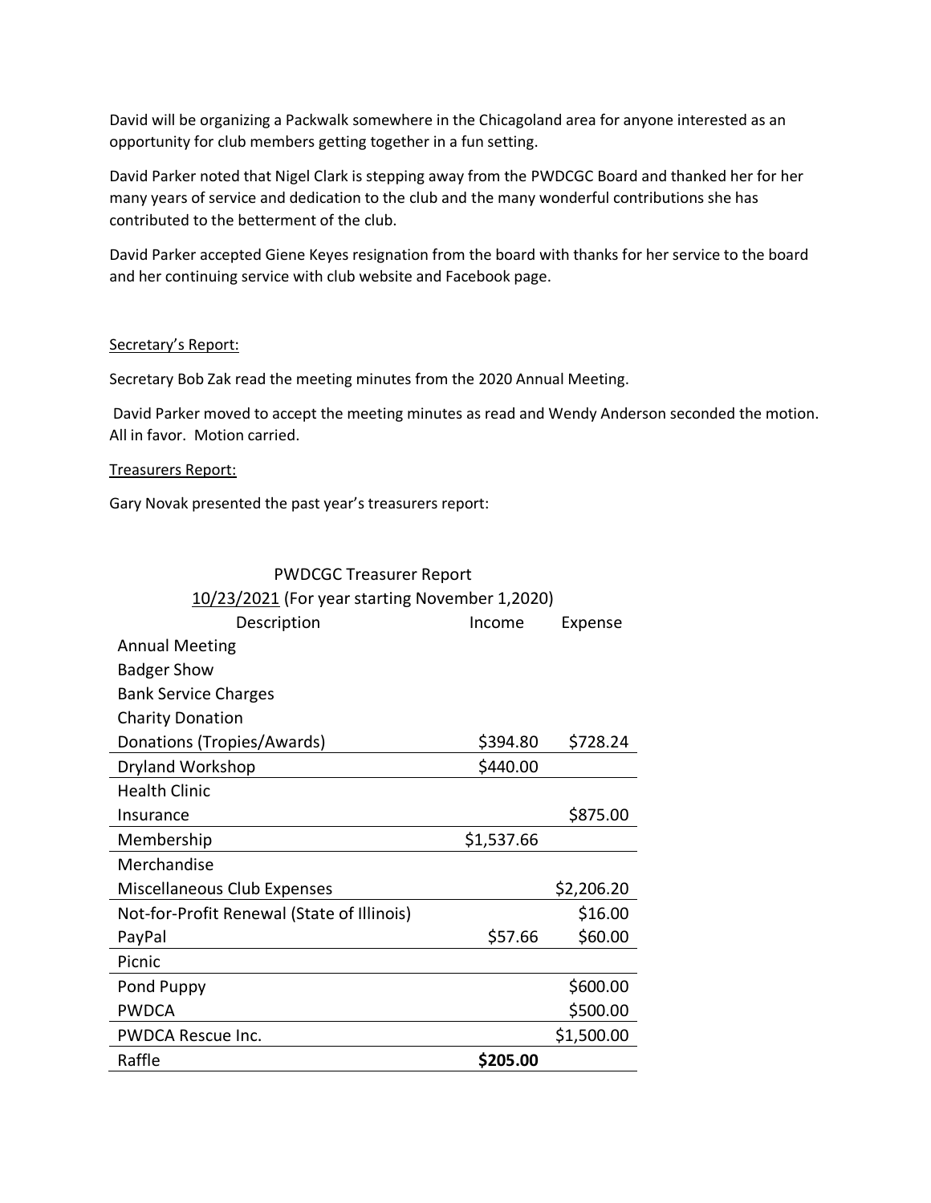David will be organizing a Packwalk somewhere in the Chicagoland area for anyone interested as an opportunity for club members getting together in a fun setting.

David Parker noted that Nigel Clark is stepping away from the PWDCGC Board and thanked her for her many years of service and dedication to the club and the many wonderful contributions she has contributed to the betterment of the club.

David Parker accepted Giene Keyes resignation from the board with thanks for her service to the board and her continuing service with club website and Facebook page.

Secretary's Report:

Secretary Bob Zak read the meeting minutes from the 2020 Annual Meeting.

David Parker moved to accept the meeting minutes as read and Wendy Anderson seconded the motion. All in favor. Motion carried.

Treasurers Report:

Gary Novak presented the past year's treasurers report:

PWDCGC Treasurer Report

10/23/2021 (For year starting November 1,2020)

| Description | Income | Expense |
|---|---|---|
| Annual Meeting | | |
| Badger Show | | |
| Bank Service Charges | | |
| Charity Donation | | |
| Donations (Tropies/Awards) | $394.80 | $728.24 |
| Dryland Workshop | $440.00 | |
| Health Clinic | | |
| Insurance | | $875.00 |
| Membership | $1,537.66 | |
| Merchandise | | |
| Miscellaneous Club Expenses | | $2,206.20 |
| Not-for-Profit Renewal (State of Illinois) | | $16.00 |
| PayPal | $57.66 | $60.00 |
| Picnic | | |
| Pond Puppy | | $600.00 |
| PWDCA | | $500.00 |
| PWDCA Rescue Inc. | | $1,500.00 |
| Raffle | **$205.00** | |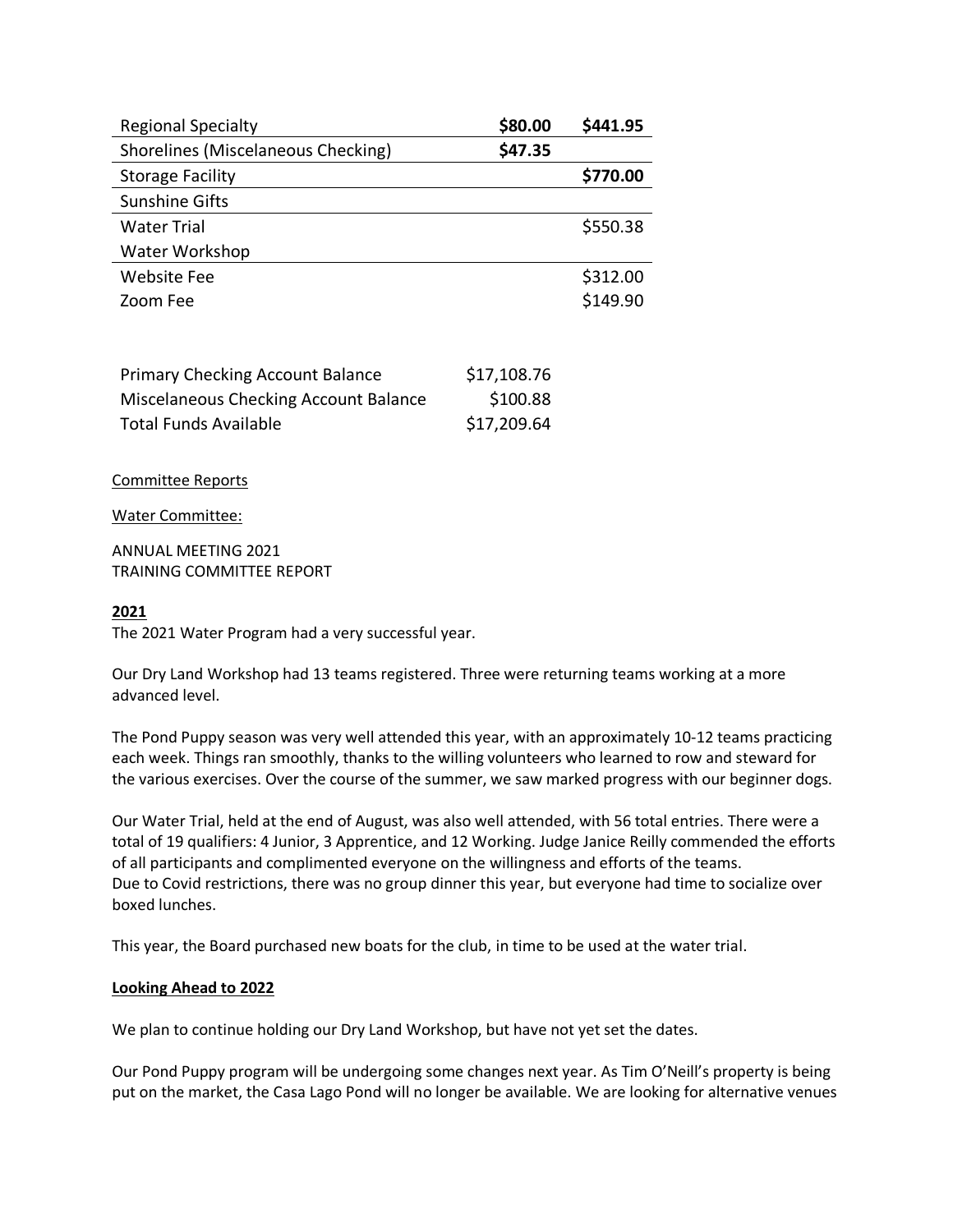| | | |
|---|---|---|
| Regional Specialty | **$80.00** | **$441.95** |
| Shorelines (Miscelaneous Checking) | **$47.35** | |
| Storage Facility | | **$770.00** |
| Sunshine Gifts | | |
| Water Trial | | $550.38 |
| Water Workshop | | |
| Website Fee | | $312.00 |
| Zoom Fee | | $149.90 |

| | |
|---|---|
| Primary Checking Account Balance | $17,108.76 |
| Miscelaneous Checking Account Balance | $100.88 |
| Total Funds Available | $17,209.64 |

<u>Committee Reports</u>

<u>Water Committee:</u>

ANNUAL MEETING 2021
TRAINING COMMITTEE REPORT

**<u>2021</u>**
The 2021 Water Program had a very successful year.

Our Dry Land Workshop had 13 teams registered. Three were returning teams working at a more advanced level.

The Pond Puppy season was very well attended this year, with an approximately 10-12 teams practicing each week. Things ran smoothly, thanks to the willing volunteers who learned to row and steward for the various exercises. Over the course of the summer, we saw marked progress with our beginner dogs.

Our Water Trial, held at the end of August, was also well attended, with 56 total entries. There were a total of 19 qualifiers: 4 Junior, 3 Apprentice, and 12 Working. Judge Janice Reilly commended the efforts of all participants and complimented everyone on the willingness and efforts of the teams.
Due to Covid restrictions, there was no group dinner this year, but everyone had time to socialize over boxed lunches.

This year, the Board purchased new boats for the club, in time to be used at the water trial.

**<u>Looking Ahead to 2022</u>**

We plan to continue holding our Dry Land Workshop, but have not yet set the dates.

Our Pond Puppy program will be undergoing some changes next year. As Tim O'Neill's property is being put on the market, the Casa Lago Pond will no longer be available. We are looking for alternative venues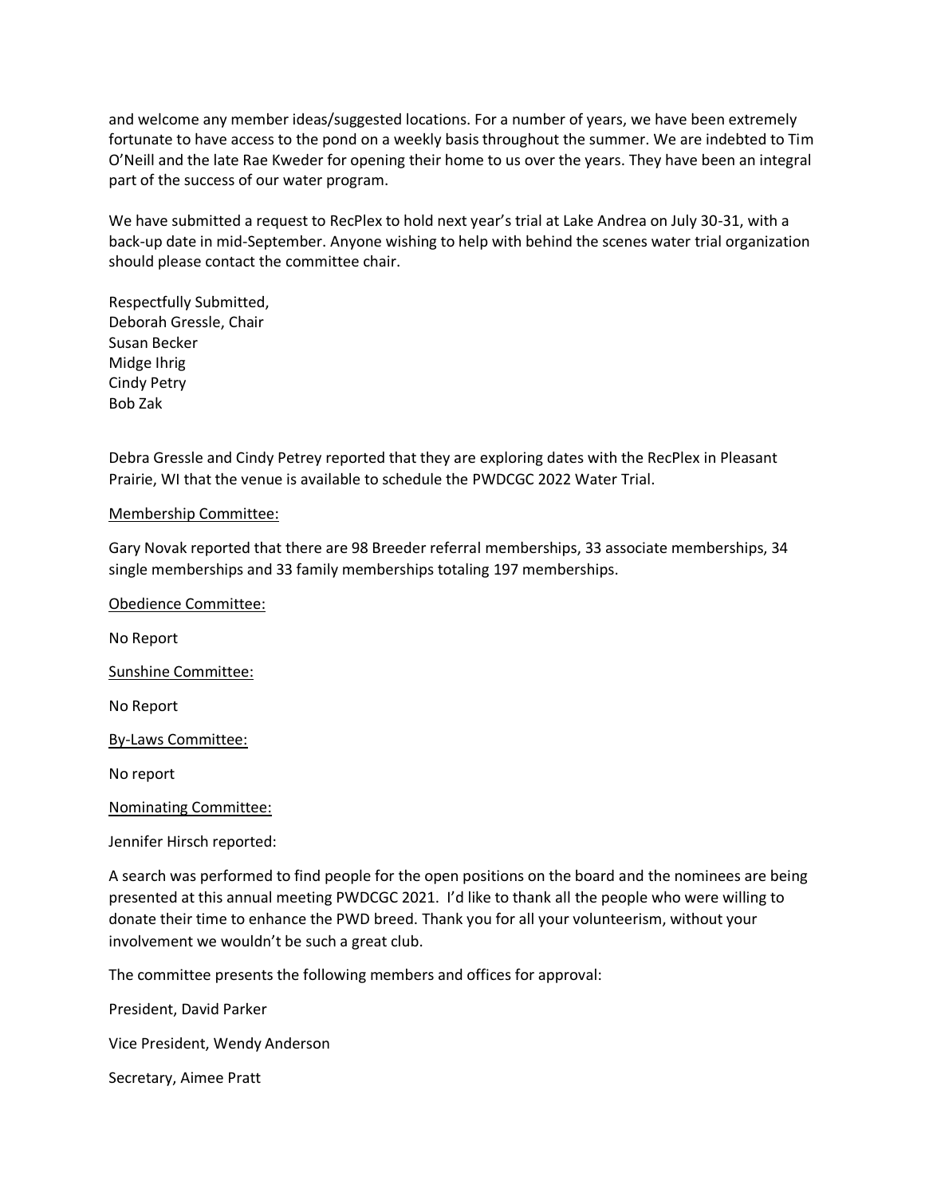and welcome any member ideas/suggested locations. For a number of years, we have been extremely fortunate to have access to the pond on a weekly basis throughout the summer. We are indebted to Tim O'Neill and the late Rae Kweder for opening their home to us over the years. They have been an integral part of the success of our water program.

We have submitted a request to RecPlex to hold next year's trial at Lake Andrea on July 30-31, with a back-up date in mid-September. Anyone wishing to help with behind the scenes water trial organization should please contact the committee chair.

Respectfully Submitted,
Deborah Gressle, Chair
Susan Becker
Midge Ihrig
Cindy Petry
Bob Zak

Debra Gressle and Cindy Petrey reported that they are exploring dates with the RecPlex in Pleasant Prairie, WI that the venue is available to schedule the PWDCGC 2022 Water Trial.

<u>Membership Committee:</u>

Gary Novak reported that there are 98 Breeder referral memberships, 33 associate memberships, 34 single memberships and 33 family memberships totaling 197 memberships.

<u>Obedience Committee:</u>

No Report

<u>Sunshine Committee:</u>

No Report

<u>By-Laws Committee:</u>

No report

<u>Nominating Committee:</u>

Jennifer Hirsch reported:

A search was performed to find people for the open positions on the board and the nominees are being presented at this annual meeting PWDCGC 2021. I'd like to thank all the people who were willing to donate their time to enhance the PWD breed. Thank you for all your volunteerism, without your involvement we wouldn't be such a great club.

The committee presents the following members and offices for approval:

President, David Parker

Vice President, Wendy Anderson

Secretary, Aimee Pratt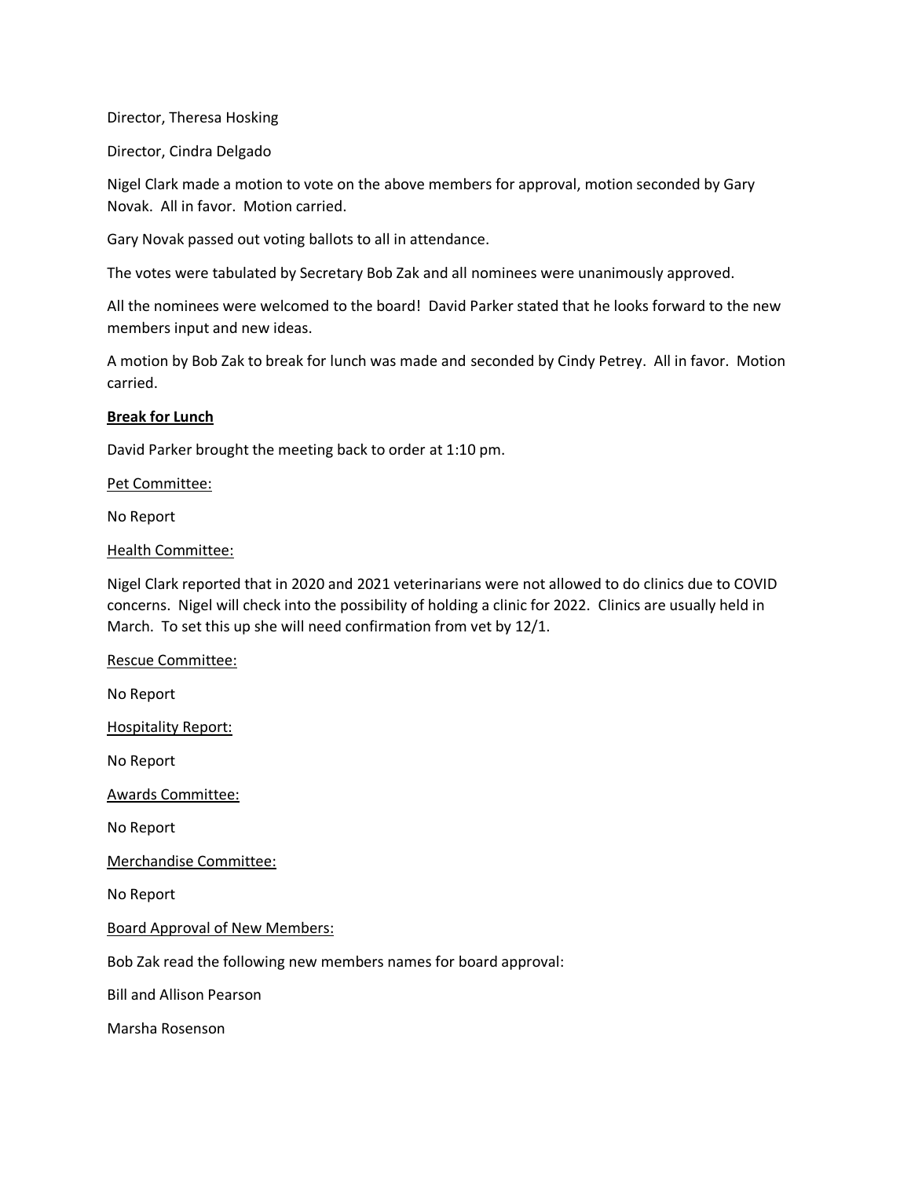Director, Theresa Hosking

Director, Cindra Delgado

Nigel Clark made a motion to vote on the above members for approval, motion seconded by Gary Novak. All in favor. Motion carried.

Gary Novak passed out voting ballots to all in attendance.

The votes were tabulated by Secretary Bob Zak and all nominees were unanimously approved.

All the nominees were welcomed to the board! David Parker stated that he looks forward to the new members input and new ideas.

A motion by Bob Zak to break for lunch was made and seconded by Cindy Petrey. All in favor. Motion carried.

**Break for Lunch**

David Parker brought the meeting back to order at 1:10 pm.

Pet Committee:

No Report

Health Committee:

Nigel Clark reported that in 2020 and 2021 veterinarians were not allowed to do clinics due to COVID concerns. Nigel will check into the possibility of holding a clinic for 2022. Clinics are usually held in March. To set this up she will need confirmation from vet by 12/1.

Rescue Committee:

No Report

Hospitality Report:

No Report

Awards Committee:

No Report

Merchandise Committee:

No Report

Board Approval of New Members:

Bob Zak read the following new members names for board approval:

Bill and Allison Pearson

Marsha Rosenson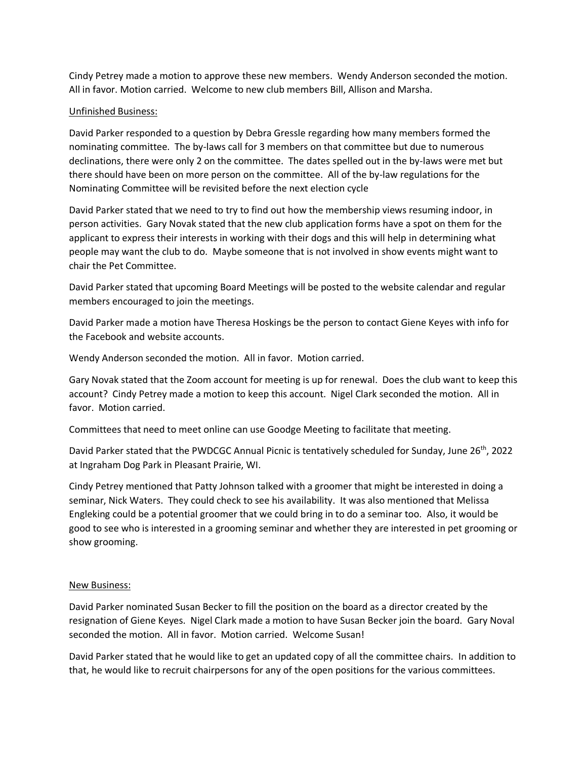Cindy Petrey made a motion to approve these new members. Wendy Anderson seconded the motion. All in favor. Motion carried. Welcome to new club members Bill, Allison and Marsha.

Unfinished Business:

David Parker responded to a question by Debra Gressle regarding how many members formed the nominating committee. The by-laws call for 3 members on that committee but due to numerous declinations, there were only 2 on the committee. The dates spelled out in the by-laws were met but there should have been on more person on the committee. All of the by-law regulations for the Nominating Committee will be revisited before the next election cycle

David Parker stated that we need to try to find out how the membership views resuming indoor, in person activities. Gary Novak stated that the new club application forms have a spot on them for the applicant to express their interests in working with their dogs and this will help in determining what people may want the club to do. Maybe someone that is not involved in show events might want to chair the Pet Committee.

David Parker stated that upcoming Board Meetings will be posted to the website calendar and regular members encouraged to join the meetings.

David Parker made a motion have Theresa Hoskings be the person to contact Giene Keyes with info for the Facebook and website accounts.

Wendy Anderson seconded the motion. All in favor. Motion carried.

Gary Novak stated that the Zoom account for meeting is up for renewal. Does the club want to keep this account? Cindy Petrey made a motion to keep this account. Nigel Clark seconded the motion. All in favor. Motion carried.

Committees that need to meet online can use Goodge Meeting to facilitate that meeting.

David Parker stated that the PWDCGC Annual Picnic is tentatively scheduled for Sunday, June 26th, 2022 at Ingraham Dog Park in Pleasant Prairie, WI.

Cindy Petrey mentioned that Patty Johnson talked with a groomer that might be interested in doing a seminar, Nick Waters. They could check to see his availability. It was also mentioned that Melissa Engleking could be a potential groomer that we could bring in to do a seminar too. Also, it would be good to see who is interested in a grooming seminar and whether they are interested in pet grooming or show grooming.

New Business:

David Parker nominated Susan Becker to fill the position on the board as a director created by the resignation of Giene Keyes. Nigel Clark made a motion to have Susan Becker join the board. Gary Noval seconded the motion. All in favor. Motion carried. Welcome Susan!

David Parker stated that he would like to get an updated copy of all the committee chairs. In addition to that, he would like to recruit chairpersons for any of the open positions for the various committees.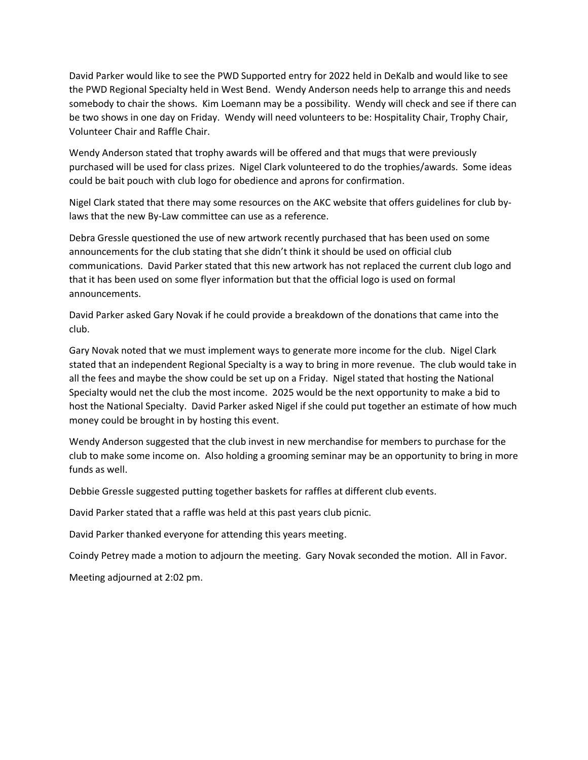David Parker would like to see the PWD Supported entry for 2022 held in DeKalb and would like to see the PWD Regional Specialty held in West Bend. Wendy Anderson needs help to arrange this and needs somebody to chair the shows. Kim Loemann may be a possibility. Wendy will check and see if there can be two shows in one day on Friday. Wendy will need volunteers to be: Hospitality Chair, Trophy Chair, Volunteer Chair and Raffle Chair.

Wendy Anderson stated that trophy awards will be offered and that mugs that were previously purchased will be used for class prizes. Nigel Clark volunteered to do the trophies/awards. Some ideas could be bait pouch with club logo for obedience and aprons for confirmation.

Nigel Clark stated that there may some resources on the AKC website that offers guidelines for club by-laws that the new By-Law committee can use as a reference.

Debra Gressle questioned the use of new artwork recently purchased that has been used on some announcements for the club stating that she didn't think it should be used on official club communications. David Parker stated that this new artwork has not replaced the current club logo and that it has been used on some flyer information but that the official logo is used on formal announcements.

David Parker asked Gary Novak if he could provide a breakdown of the donations that came into the club.

Gary Novak noted that we must implement ways to generate more income for the club. Nigel Clark stated that an independent Regional Specialty is a way to bring in more revenue. The club would take in all the fees and maybe the show could be set up on a Friday. Nigel stated that hosting the National Specialty would net the club the most income. 2025 would be the next opportunity to make a bid to host the National Specialty. David Parker asked Nigel if she could put together an estimate of how much money could be brought in by hosting this event.

Wendy Anderson suggested that the club invest in new merchandise for members to purchase for the club to make some income on. Also holding a grooming seminar may be an opportunity to bring in more funds as well.

Debbie Gressle suggested putting together baskets for raffles at different club events.

David Parker stated that a raffle was held at this past years club picnic.

David Parker thanked everyone for attending this years meeting.

Coindy Petrey made a motion to adjourn the meeting. Gary Novak seconded the motion. All in Favor.

Meeting adjourned at 2:02 pm.